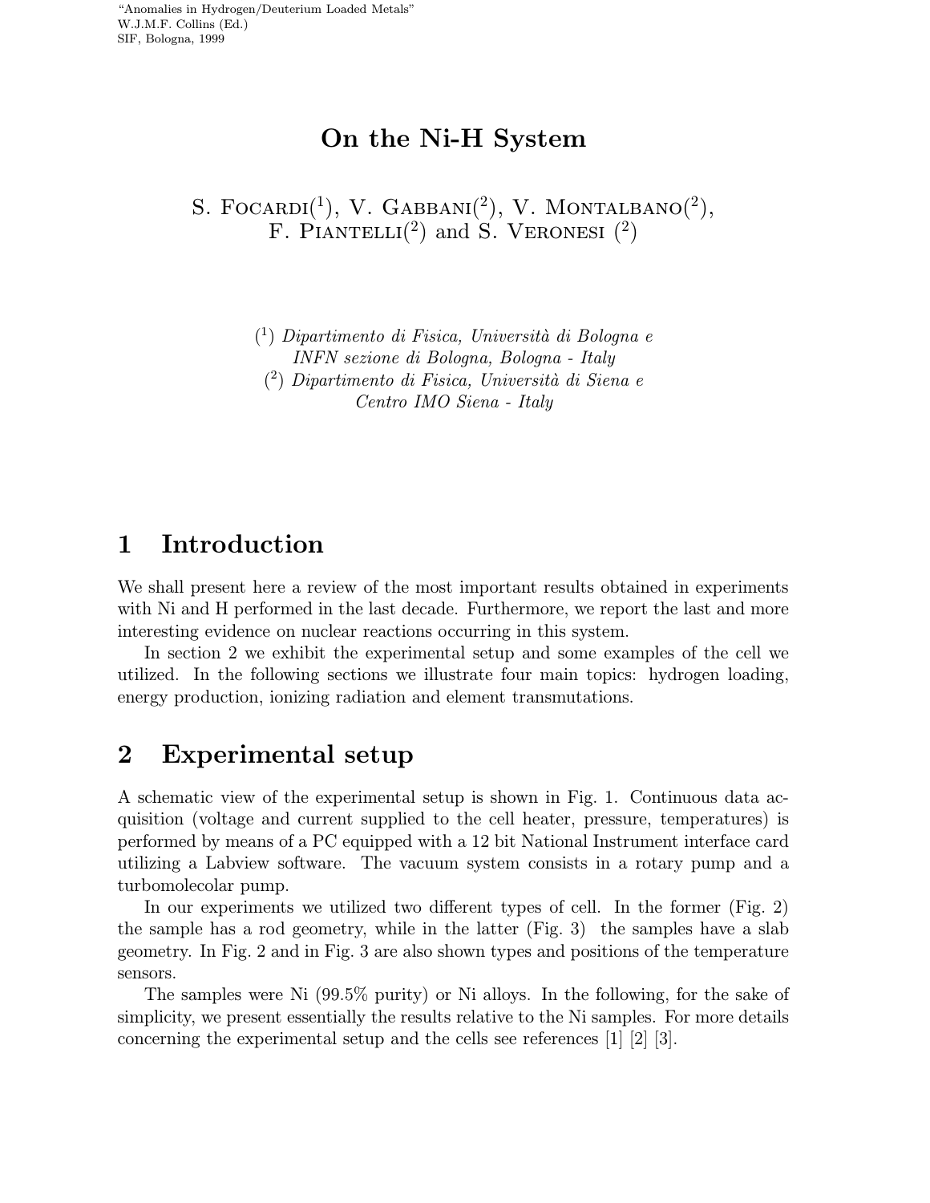"Anomalies in Hydrogen/Deuterium Loaded Metals"
W.J.M.F. Collins (Ed.)
SIF, Bologna, 1999

# On the Ni-H System

S. Focardi([1]), V. Gabbani([2]), V. Montalbano([2]), F. Piantelli([2]) and S. Veronesi ([2])

([1]) *Dipartimento di Fisica, Università di Bologna e INFN sezione di Bologna, Bologna - Italy*
([2]) *Dipartimento di Fisica, Università di Siena e Centro IMO Siena - Italy*

## 1 Introduction

We shall present here a review of the most important results obtained in experiments with Ni and H performed in the last decade. Furthermore, we report the last and more interesting evidence on nuclear reactions occurring in this system.

In section 2 we exhibit the experimental setup and some examples of the cell we utilized. In the following sections we illustrate four main topics: hydrogen loading, energy production, ionizing radiation and element transmutations.

## 2 Experimental setup

A schematic view of the experimental setup is shown in Fig. 1. Continuous data acquisition (voltage and current supplied to the cell heater, pressure, temperatures) is performed by means of a PC equipped with a 12 bit National Instrument interface card utilizing a Labview software. The vacuum system consists in a rotary pump and a turbomolecolar pump.

In our experiments we utilized two different types of cell. In the former (Fig. 2) the sample has a rod geometry, while in the latter (Fig. 3) the samples have a slab geometry. In Fig. 2 and in Fig. 3 are also shown types and positions of the temperature sensors.

The samples were Ni (99.5% purity) or Ni alloys. In the following, for the sake of simplicity, we present essentially the results relative to the Ni samples. For more details concerning the experimental setup and the cells see references [1] [2] [3].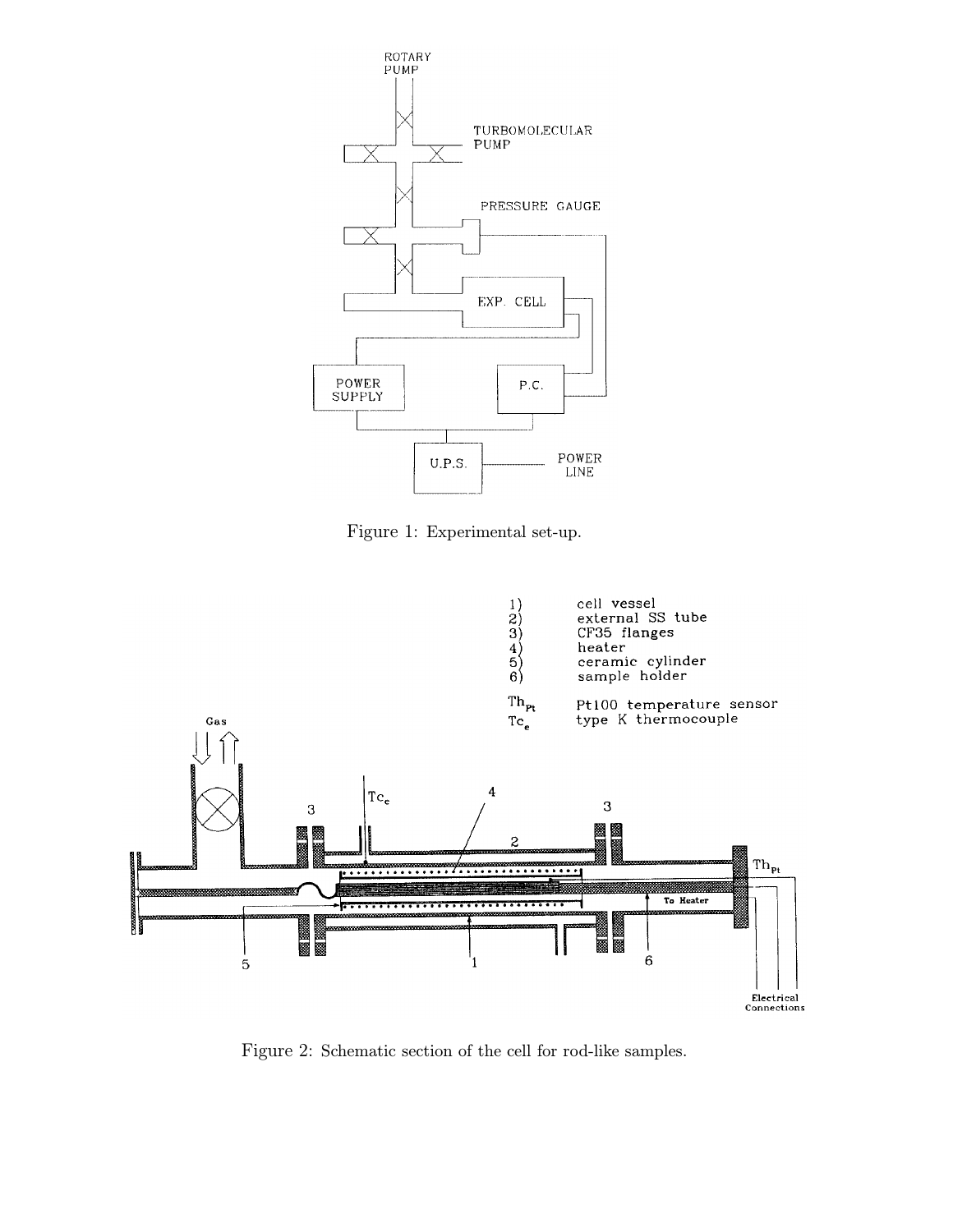Figure 1: Experimental set-up.

Figure 2: Schematic section of the cell for rod-like samples.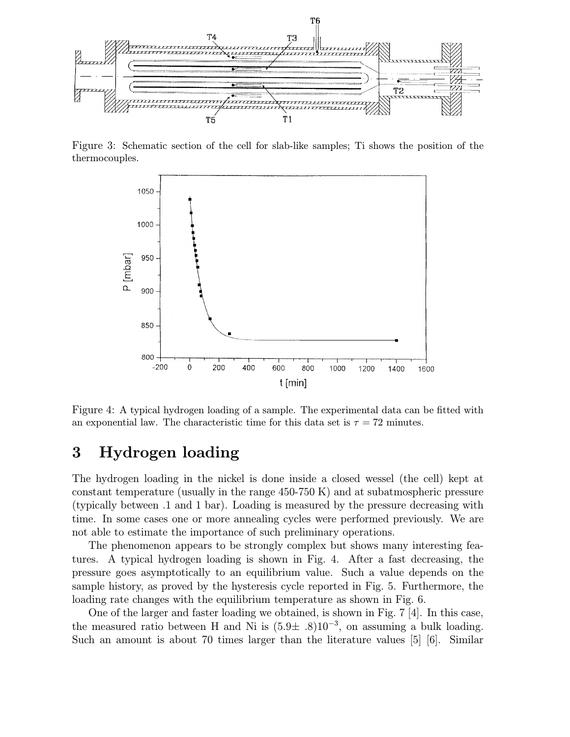Figure 3: Schematic section of the cell for slab-like samples; Ti shows the position of the thermocouples.

Figure 4: A typical hydrogen loading of a sample. The experimental data can be fitted with an exponential law. The characteristic time for this data set is $\tau = 72$ minutes.

# 3 Hydrogen loading

The hydrogen loading in the nickel is done inside a closed wessel (the cell) kept at constant temperature (usually in the range 450-750 K) and at subatmospheric pressure (typically between .1 and 1 bar). Loading is measured by the pressure decreasing with time. In some cases one or more annealing cycles were performed previously. We are not able to estimate the importance of such preliminary operations.

The phenomenon appears to be strongly complex but shows many interesting features. A typical hydrogen loading is shown in Fig. 4. After a fast decreasing, the pressure goes asymptotically to an equilibrium value. Such a value depends on the sample history, as proved by the hysteresis cycle reported in Fig. 5. Furthermore, the loading rate changes with the equilibrium temperature as shown in Fig. 6.

One of the larger and faster loading we obtained, is shown in Fig. 7 [4]. In this case, the measured ratio between H and Ni is $(5.9 \pm .8)10^{-3}$, on assuming a bulk loading. Such an amount is about 70 times larger than the literature values [5] [6]. Similar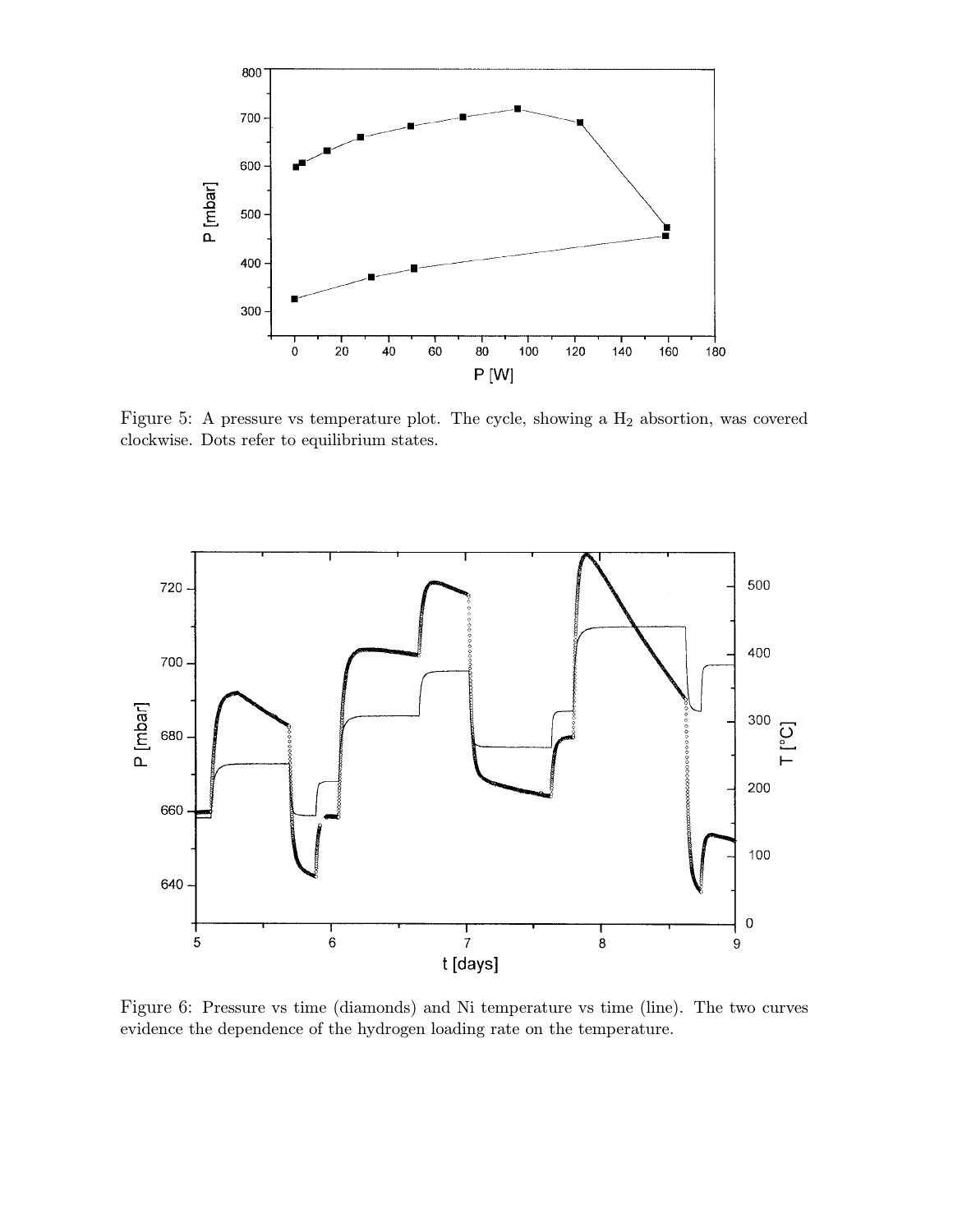Figure 5: A pressure vs temperature plot. The cycle, showing a $H_2$ absorption, was covered clockwise. Dots refer to equilibrium states.

Figure 6: Pressure vs time (diamonds) and Ni temperature vs time (line). The two curves evidence the dependence of the hydrogen loading rate on the temperature.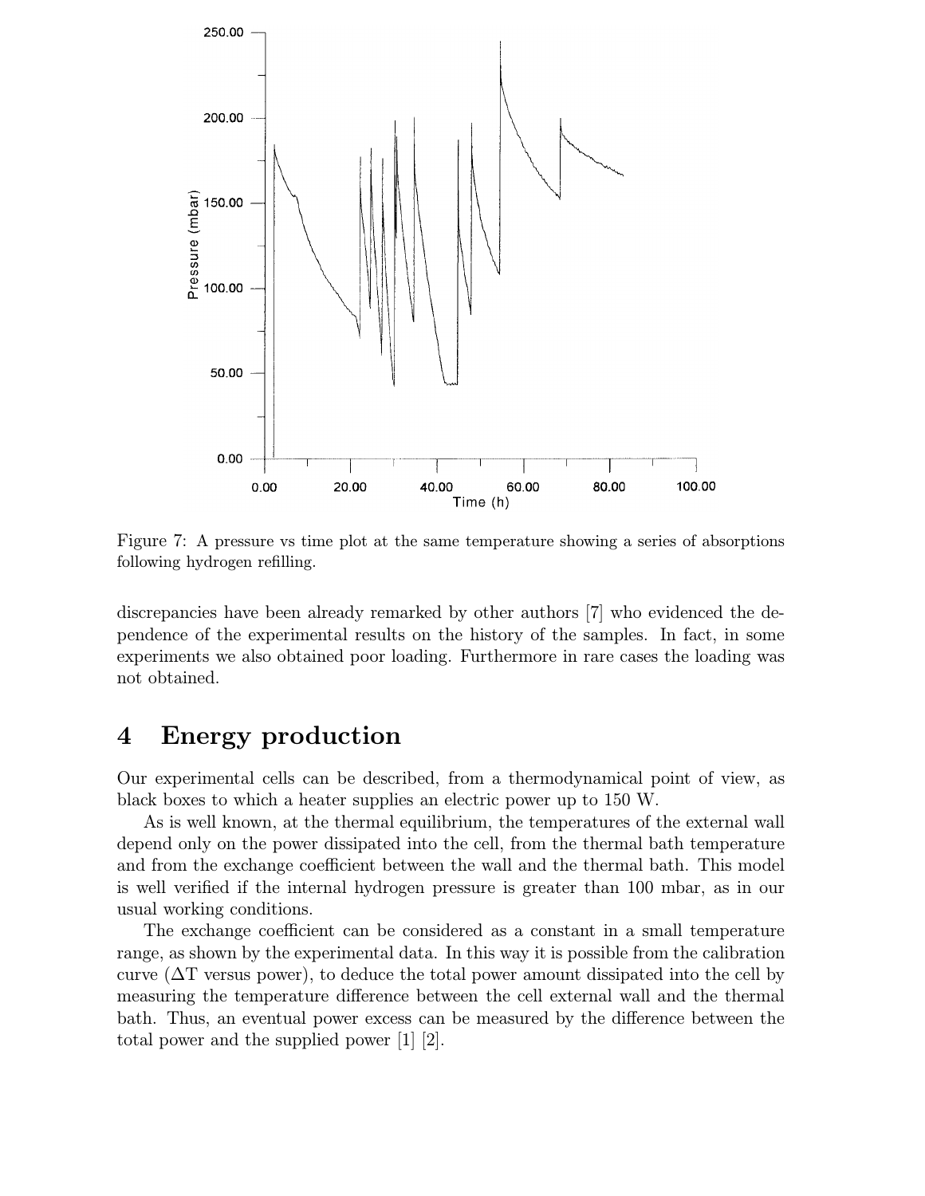Figure 7: A pressure vs time plot at the same temperature showing a series of absorptions following hydrogen refilling.

discrepancies have been already remarked by other authors [7] who evidenced the dependence of the experimental results on the history of the samples. In fact, in some experiments we also obtained poor loading. Furthermore in rare cases the loading was not obtained.

# 4 Energy production

Our experimental cells can be described, from a thermodynamical point of view, as black boxes to which a heater supplies an electric power up to 150 W.

As is well known, at the thermal equilibrium, the temperatures of the external wall depend only on the power dissipated into the cell, from the thermal bath temperature and from the exchange coefficient between the wall and the thermal bath. This model is well verified if the internal hydrogen pressure is greater than 100 mbar, as in our usual working conditions.

The exchange coefficient can be considered as a constant in a small temperature range, as shown by the experimental data. In this way it is possible from the calibration curve ($\Delta$T versus power), to deduce the total power amount dissipated into the cell by measuring the temperature difference between the cell external wall and the thermal bath. Thus, an eventual power excess can be measured by the difference between the total power and the supplied power [1] [2].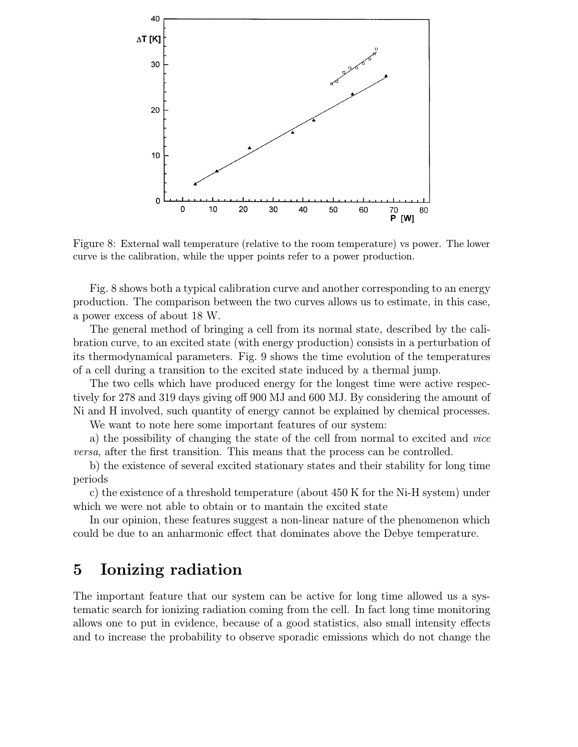Figure 8: External wall temperature (relative to the room temperature) vs power. The lower curve is the calibration, while the upper points refer to a power production.

Fig. 8 shows both a typical calibration curve and another corresponding to an energy production. The comparison between the two curves allows us to estimate, in this case, a power excess of about 18 W.

The general method of bringing a cell from its normal state, described by the calibration curve, to an excited state (with energy production) consists in a perturbation of its thermodynamical parameters. Fig. 9 shows the time evolution of the temperatures of a cell during a transition to the excited state induced by a thermal jump.

The two cells which have produced energy for the longest time were active respectively for 278 and 319 days giving off 900 MJ and 600 MJ. By considering the amount of Ni and H involved, such quantity of energy cannot be explained by chemical processes.

We want to note here some important features of our system:

a) the possibility of changing the state of the cell from normal to excited and *vice versa*, after the first transition. This means that the process can be controlled.

b) the existence of several excited stationary states and their stability for long time periods

c) the existence of a threshold temperature (about 450 K for the Ni-H system) under which we were not able to obtain or to mantain the excited state

In our opinion, these features suggest a non-linear nature of the phenomenon which could be due to an anharmonic effect that dominates above the Debye temperature.

## 5 Ionizing radiation

The important feature that our system can be active for long time allowed us a systematic search for ionizing radiation coming from the cell. In fact long time monitoring allows one to put in evidence, because of a good statistics, also small intensity effects and to increase the probability to observe sporadic emissions which do not change the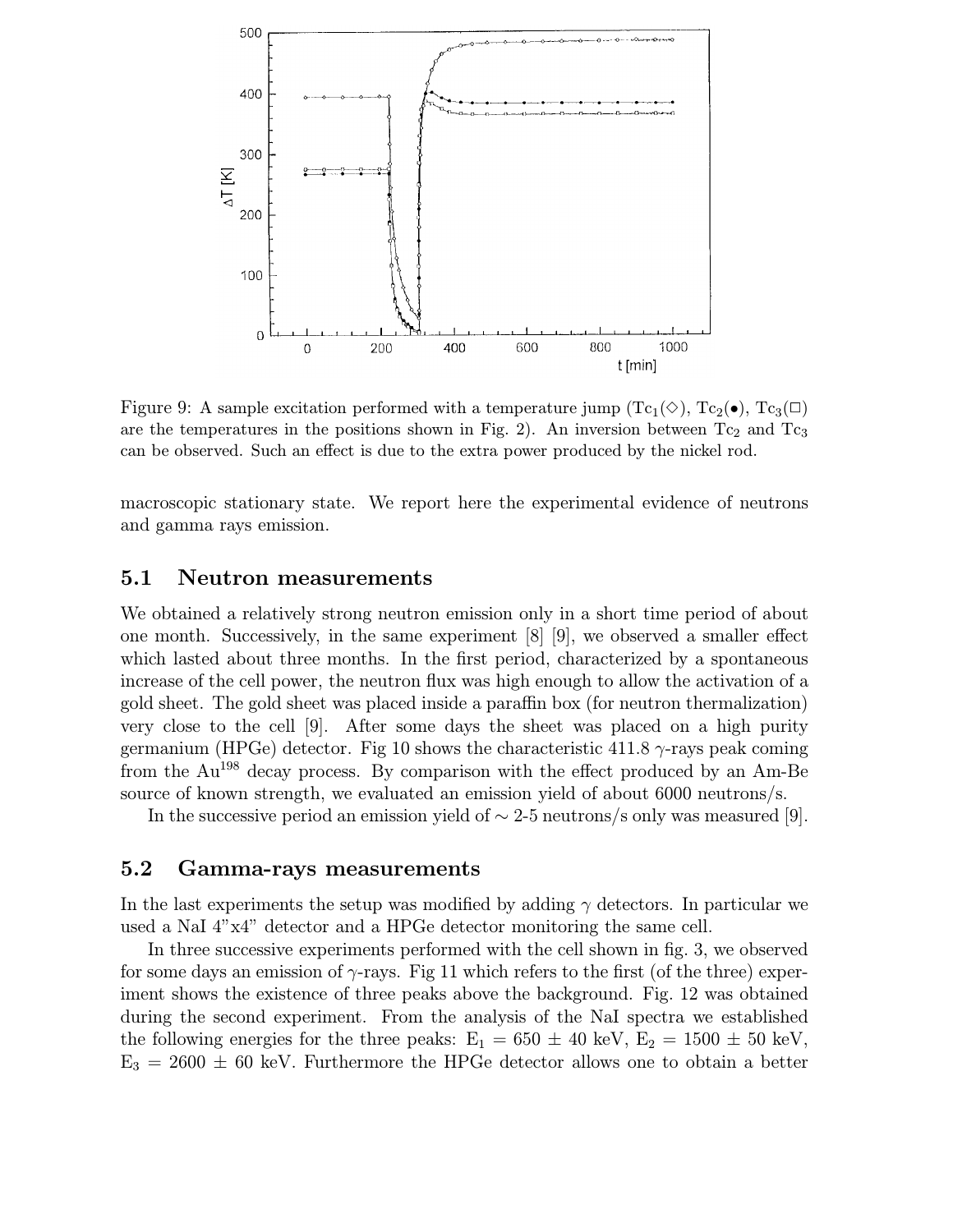Figure 9: A sample excitation performed with a temperature jump ($Tc_1$($\diamond$), $Tc_2$($\bullet$), $Tc_3$($\square$) are the temperatures in the positions shown in Fig. 2). An inversion between $Tc_2$ and $Tc_3$ can be observed. Such an effect is due to the extra power produced by the nickel rod.

macroscopic stationary state. We report here the experimental evidence of neutrons and gamma rays emission.

### 5.1 Neutron measurements

We obtained a relatively strong neutron emission only in a short time period of about one month. Successively, in the same experiment [8] [9], we observed a smaller effect which lasted about three months. In the first period, characterized by a spontaneous increase of the cell power, the neutron flux was high enough to allow the activation of a gold sheet. The gold sheet was placed inside a paraffin box (for neutron thermalization) very close to the cell [9]. After some days the sheet was placed on a high purity germanium (HPGe) detector. Fig 10 shows the characteristic 411.8 $\gamma$-rays peak coming from the $Au^{198}$ decay process. By comparison with the effect produced by an Am-Be source of known strength, we evaluated an emission yield of about 6000 neutrons/s.

In the successive period an emission yield of $\sim$ 2-5 neutrons/s only was measured [9].

### 5.2 Gamma-rays measurements

In the last experiments the setup was modified by adding $\gamma$ detectors. In particular we used a NaI 4"x4" detector and a HPGe detector monitoring the same cell.

In three successive experiments performed with the cell shown in fig. 3, we observed for some days an emission of $\gamma$-rays. Fig 11 which refers to the first (of the three) experiment shows the existence of three peaks above the background. Fig. 12 was obtained during the second experiment. From the analysis of the NaI spectra we established the following energies for the three peaks: $E_1$ = 650 $\pm$ 40 keV, $E_2$ = 1500 $\pm$ 50 keV, $E_3$ = 2600 $\pm$ 60 keV. Furthermore the HPGe detector allows one to obtain a better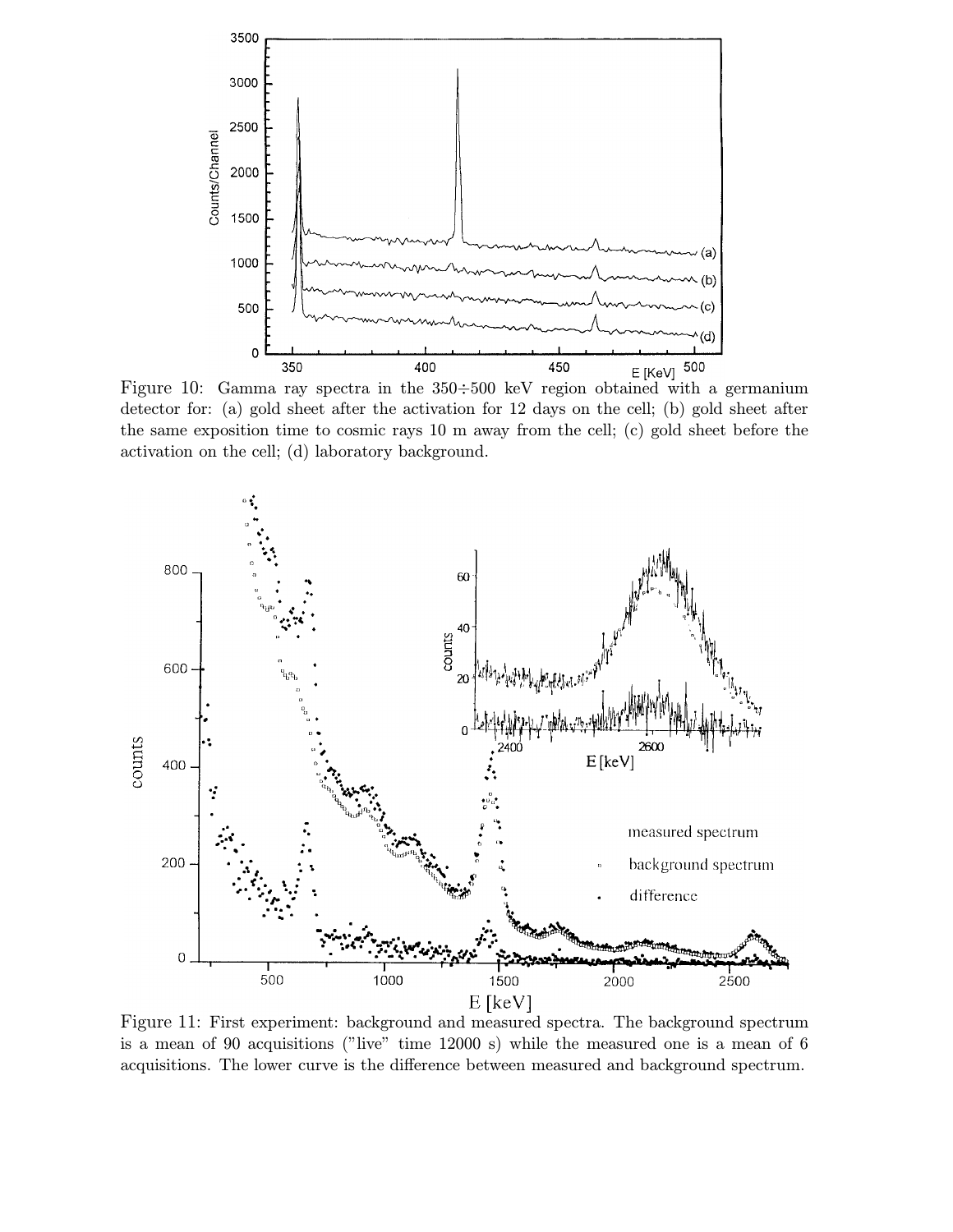Figure 10: Gamma ray spectra in the 350÷500 keV region obtained with a germanium detector for: (a) gold sheet after the activation for 12 days on the cell; (b) gold sheet after the same exposition time to cosmic rays 10 m away from the cell; (c) gold sheet before the activation on the cell; (d) laboratory background.

Figure 11: First experiment: background and measured spectra. The background spectrum is a mean of 90 acquisitions ("live" time 12000 s) while the measured one is a mean of 6 acquisitions. The lower curve is the difference between measured and background spectrum.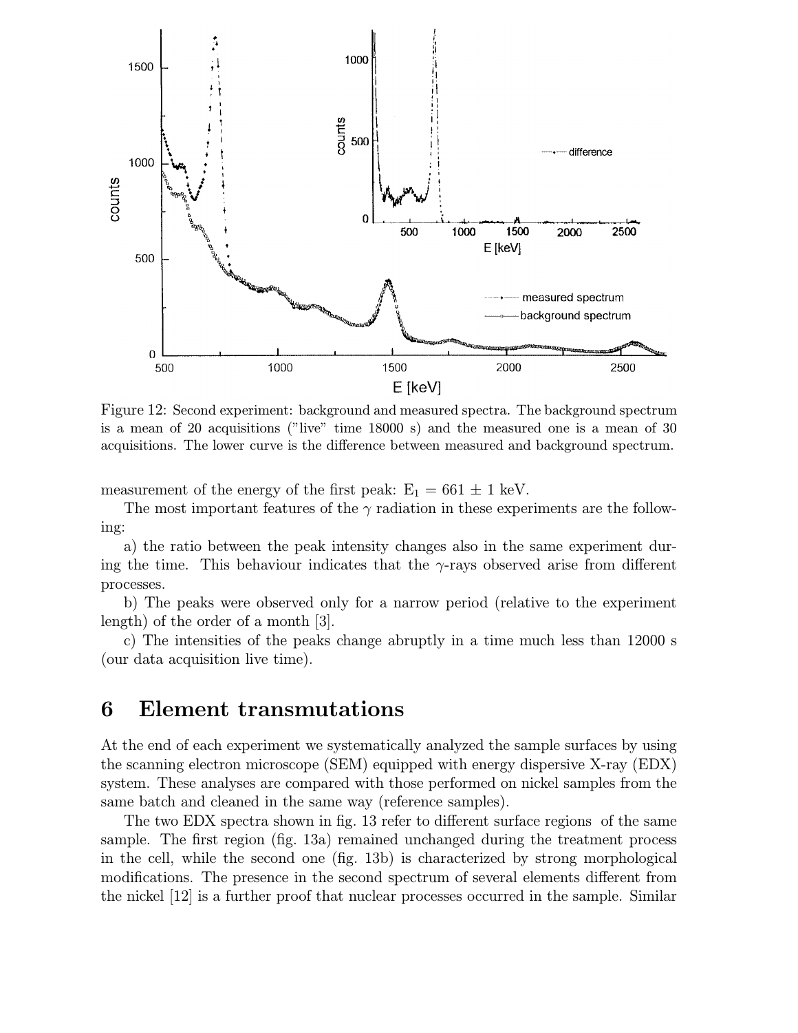Figure 12: Second experiment: background and measured spectra. The background spectrum is a mean of 20 acquisitions ("live" time 18000 s) and the measured one is a mean of 30 acquisitions. The lower curve is the difference between measured and background spectrum.

measurement of the energy of the first peak: $E_1 = 661 \pm 1$ keV.

The most important features of the $\gamma$ radiation in these experiments are the following:

a) the ratio between the peak intensity changes also in the same experiment during the time. This behaviour indicates that the $\gamma$-rays observed arise from different processes.

b) The peaks were observed only for a narrow period (relative to the experiment length) of the order of a month [3].

c) The intensities of the peaks change abruptly in a time much less than 12000 s (our data acquisition live time).

# 6 Element transmutations

At the end of each experiment we systematically analyzed the sample surfaces by using the scanning electron microscope (SEM) equipped with energy dispersive X-ray (EDX) system. These analyses are compared with those performed on nickel samples from the same batch and cleaned in the same way (reference samples).

The two EDX spectra shown in fig. 13 refer to different surface regions of the same sample. The first region (fig. 13a) remained unchanged during the treatment process in the cell, while the second one (fig. 13b) is characterized by strong morphological modifications. The presence in the second spectrum of several elements different from the nickel [12] is a further proof that nuclear processes occurred in the sample. Similar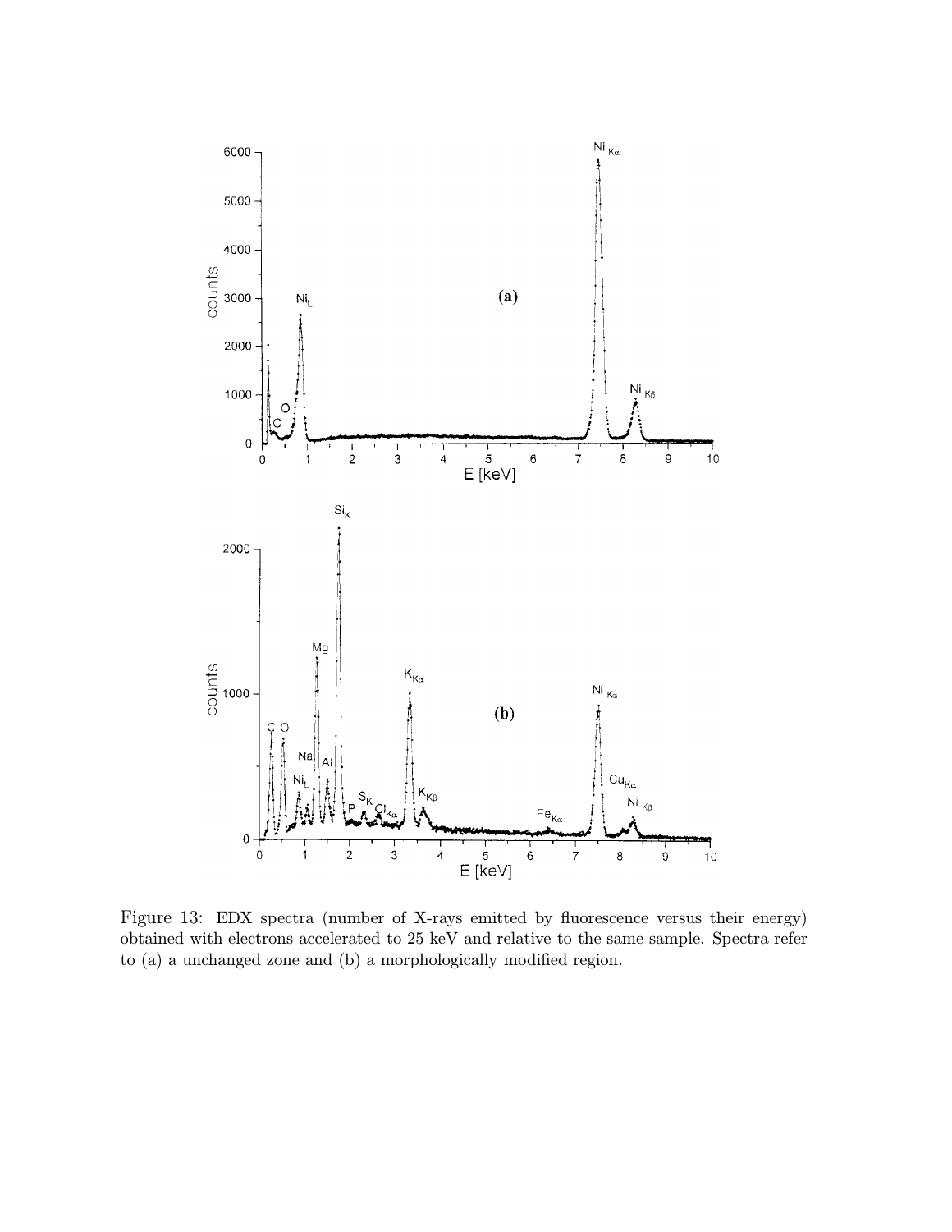Figure 13: EDX spectra (number of X-rays emitted by fluorescence versus their energy) obtained with electrons accelerated to 25 keV and relative to the same sample. Spectra refer to (a) a unchanged zone and (b) a morphologically modified region.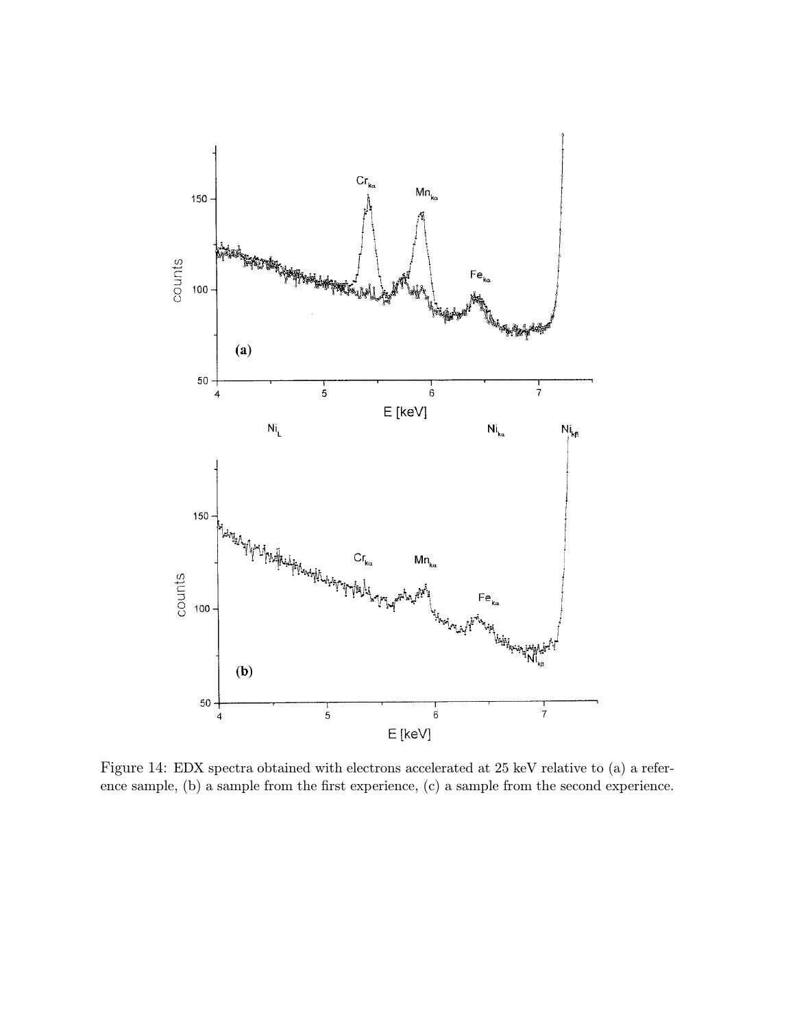Figure 14: EDX spectra obtained with electrons accelerated at 25 keV relative to (a) a reference sample, (b) a sample from the first experience, (c) a sample from the second experience.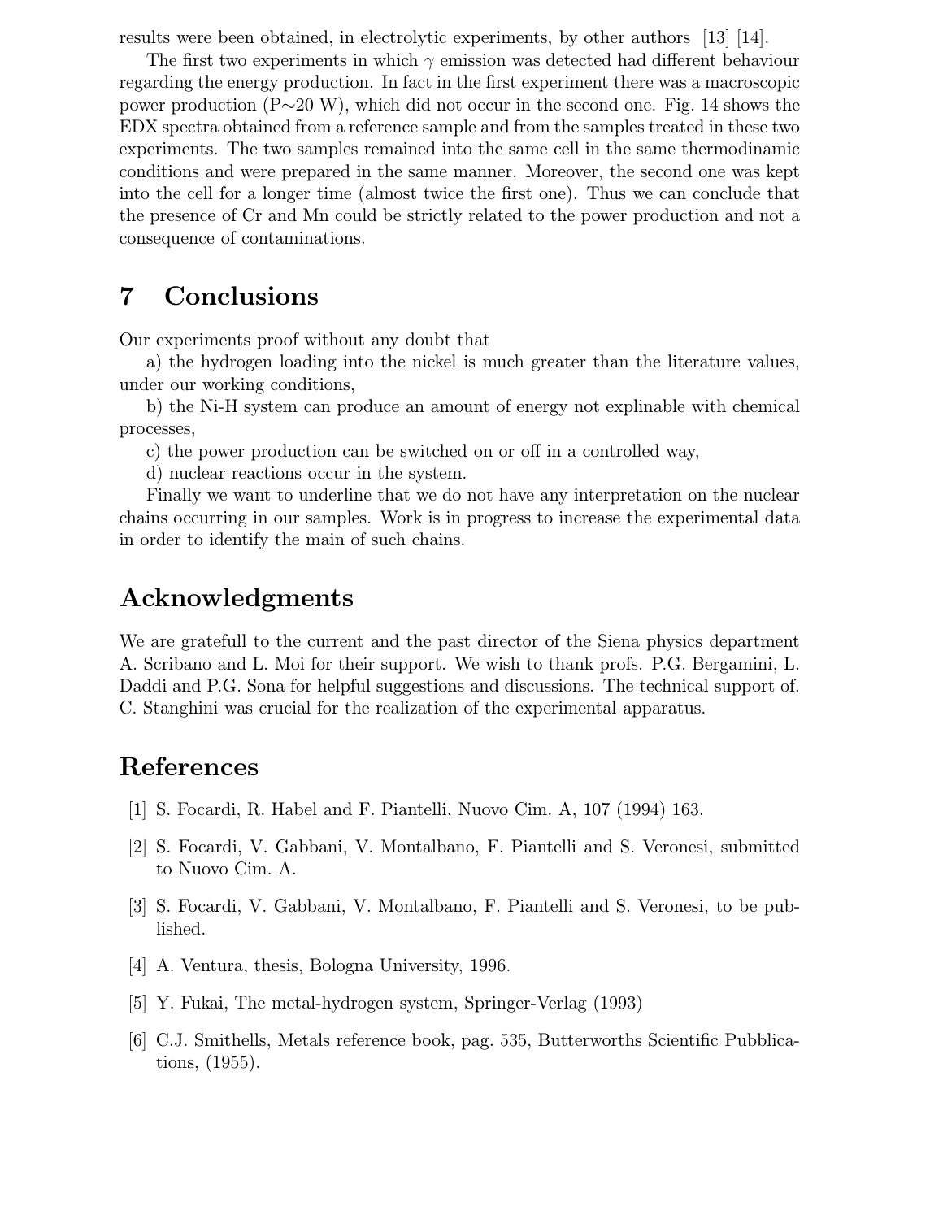results were been obtained, in electrolytic experiments, by other authors [13] [14].

The first two experiments in which $\gamma$ emission was detected had different behaviour regarding the energy production. In fact in the first experiment there was a macroscopic power production (P$\sim$20 W), which did not occur in the second one. Fig. 14 shows the EDX spectra obtained from a reference sample and from the samples treated in these two experiments. The two samples remained into the same cell in the same thermodinamic conditions and were prepared in the same manner. Moreover, the second one was kept into the cell for a longer time (almost twice the first one). Thus we can conclude that the presence of Cr and Mn could be strictly related to the power production and not a consequence of contaminations.

## 7 Conclusions

Our experiments proof without any doubt that

a) the hydrogen loading into the nickel is much greater than the literature values, under our working conditions,

b) the Ni-H system can produce an amount of energy not explinable with chemical processes,

c) the power production can be switched on or off in a controlled way,

d) nuclear reactions occur in the system.

Finally we want to underline that we do not have any interpretation on the nuclear chains occurring in our samples. Work is in progress to increase the experimental data in order to identify the main of such chains.

## Acknowledgments

We are gratefull to the current and the past director of the Siena physics department A. Scribano and L. Moi for their support. We wish to thank profs. P.G. Bergamini, L. Daddi and P.G. Sona for helpful suggestions and discussions. The technical support of. C. Stanghini was crucial for the realization of the experimental apparatus.

## References

[1] S. Focardi, R. Habel and F. Piantelli, Nuovo Cim. A, 107 (1994) 163.

[2] S. Focardi, V. Gabbani, V. Montalbano, F. Piantelli and S. Veronesi, submitted to Nuovo Cim. A.

[3] S. Focardi, V. Gabbani, V. Montalbano, F. Piantelli and S. Veronesi, to be published.

[4] A. Ventura, thesis, Bologna University, 1996.

[5] Y. Fukai, The metal-hydrogen system, Springer-Verlag (1993)

[6] C.J. Smithells, Metals reference book, pag. 535, Butterworths Scientific Pubblications, (1955).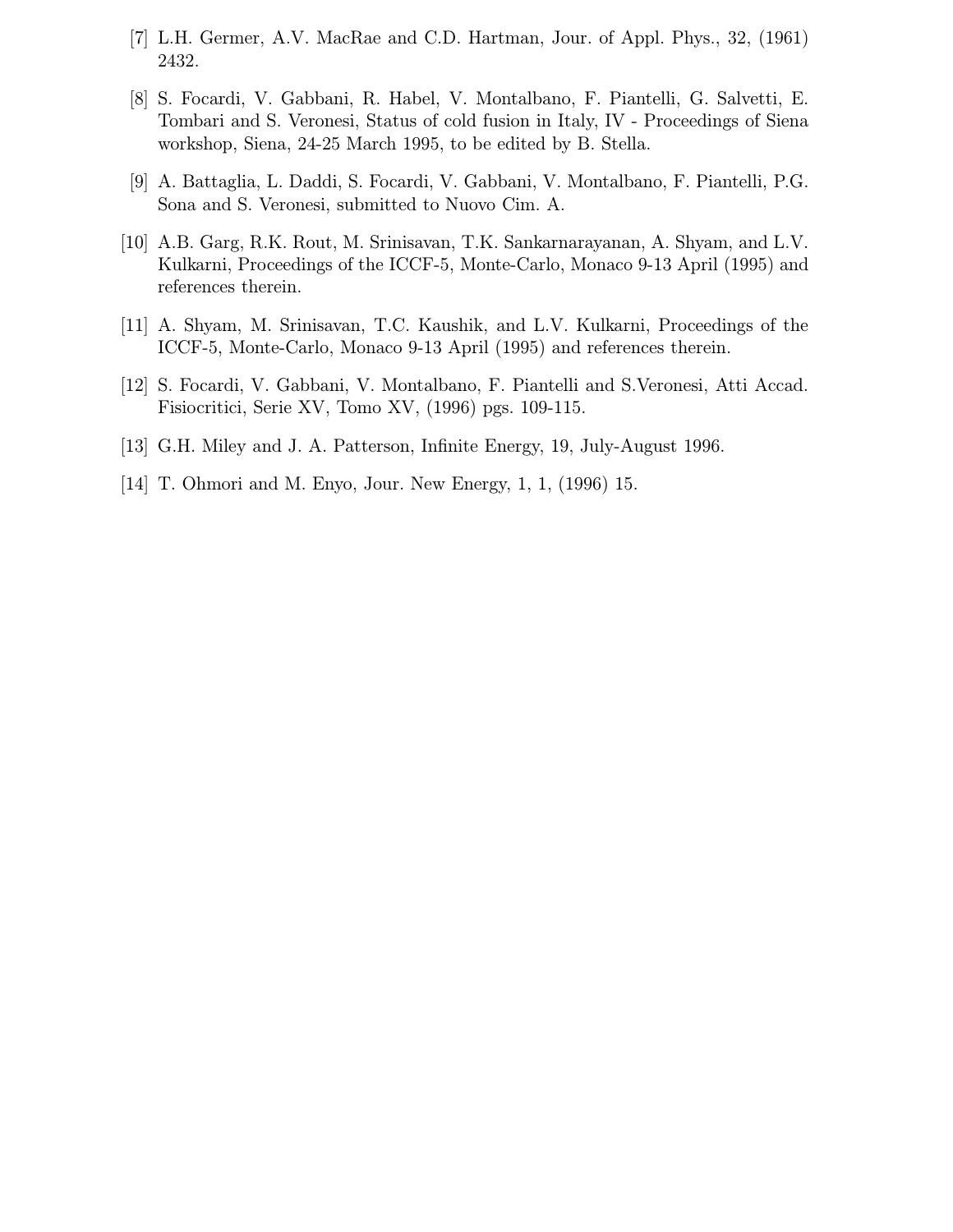[7] L.H. Germer, A.V. MacRae and C.D. Hartman, Jour. of Appl. Phys., 32, (1961) 2432.

[8] S. Focardi, V. Gabbani, R. Habel, V. Montalbano, F. Piantelli, G. Salvetti, E. Tombari and S. Veronesi, Status of cold fusion in Italy, IV - Proceedings of Siena workshop, Siena, 24-25 March 1995, to be edited by B. Stella.

[9] A. Battaglia, L. Daddi, S. Focardi, V. Gabbani, V. Montalbano, F. Piantelli, P.G. Sona and S. Veronesi, submitted to Nuovo Cim. A.

[10] A.B. Garg, R.K. Rout, M. Srinisavan, T.K. Sankarnarayanan, A. Shyam, and L.V. Kulkarni, Proceedings of the ICCF-5, Monte-Carlo, Monaco 9-13 April (1995) and references therein.

[11] A. Shyam, M. Srinisavan, T.C. Kaushik, and L.V. Kulkarni, Proceedings of the ICCF-5, Monte-Carlo, Monaco 9-13 April (1995) and references therein.

[12] S. Focardi, V. Gabbani, V. Montalbano, F. Piantelli and S.Veronesi, Atti Accad. Fisiocritici, Serie XV, Tomo XV, (1996) pgs. 109-115.

[13] G.H. Miley and J. A. Patterson, Infinite Energy, 19, July-August 1996.

[14] T. Ohmori and M. Enyo, Jour. New Energy, 1, 1, (1996) 15.